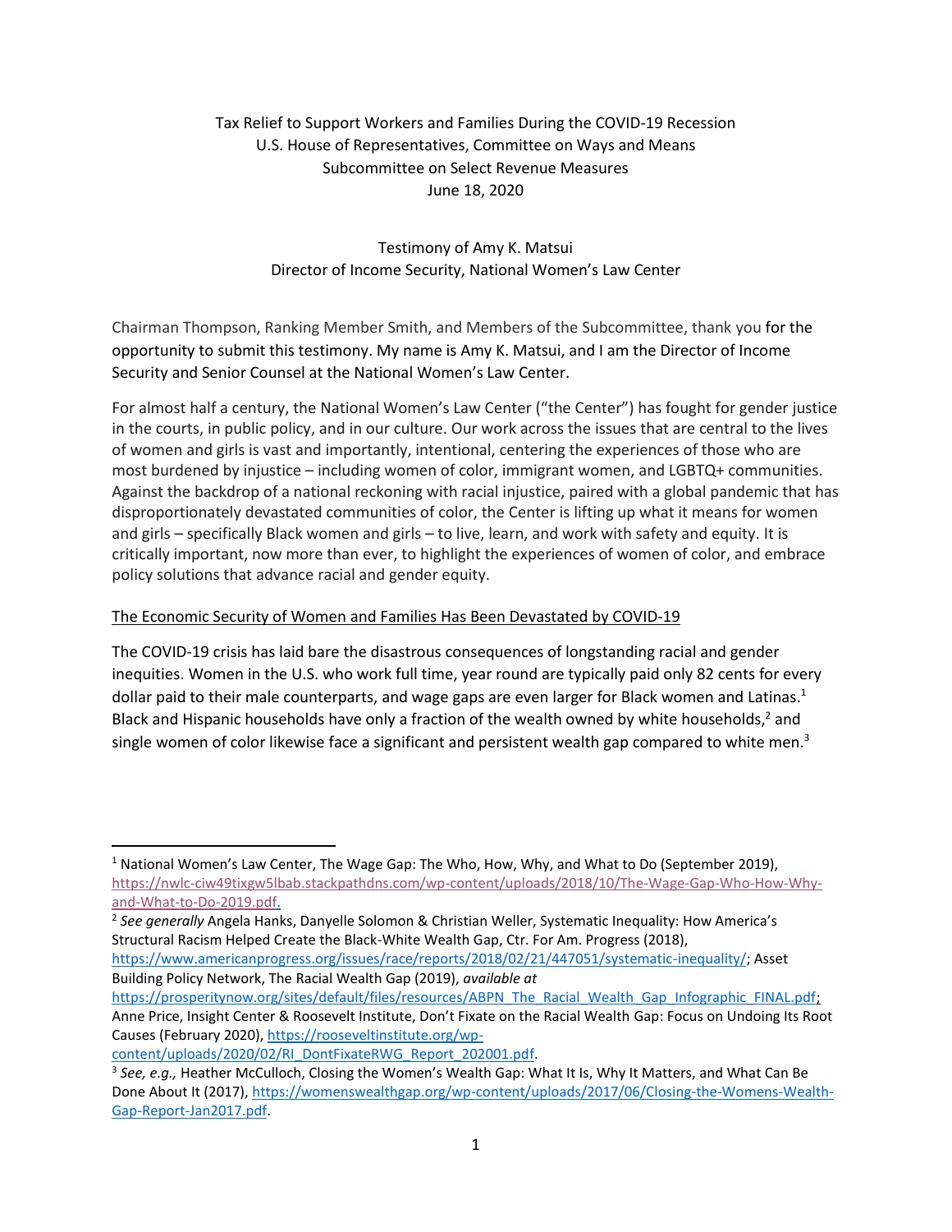Tax Relief to Support Workers and Families During the COVID-19 Recession
U.S. House of Representatives, Committee on Ways and Means
Subcommittee on Select Revenue Measures
June 18, 2020

Testimony of Amy K. Matsui
Director of Income Security, National Women's Law Center

Chairman Thompson, Ranking Member Smith, and Members of the Subcommittee, thank you for the opportunity to submit this testimony. My name is Amy K. Matsui, and I am the Director of Income Security and Senior Counsel at the National Women's Law Center.

For almost half a century, the National Women's Law Center ("the Center") has fought for gender justice in the courts, in public policy, and in our culture. Our work across the issues that are central to the lives of women and girls is vast and importantly, intentional, centering the experiences of those who are most burdened by injustice – including women of color, immigrant women, and LGBTQ+ communities. Against the backdrop of a national reckoning with racial injustice, paired with a global pandemic that has disproportionately devastated communities of color, the Center is lifting up what it means for women and girls – specifically Black women and girls – to live, learn, and work with safety and equity. It is critically important, now more than ever, to highlight the experiences of women of color, and embrace policy solutions that advance racial and gender equity.

<u>The Economic Security of Women and Families Has Been Devastated by COVID-19</u>

The COVID-19 crisis has laid bare the disastrous consequences of longstanding racial and gender inequities. Women in the U.S. who work full time, year round are typically paid only 82 cents for every dollar paid to their male counterparts, and wage gaps are even larger for Black women and Latinas.[1] Black and Hispanic households have only a fraction of the wealth owned by white households,[2] and single women of color likewise face a significant and persistent wealth gap compared to white men.[3]

---

[1] National Women's Law Center, The Wage Gap: The Who, How, Why, and What to Do (September 2019), https://nwlc-ciw49tixgw5lbab.stackpathdns.com/wp-content/uploads/2018/10/The-Wage-Gap-Who-How-Why-and-What-to-Do-2019.pdf.

[2] *See generally* Angela Hanks, Danyelle Solomon & Christian Weller, Systematic Inequality: How America's Structural Racism Helped Create the Black-White Wealth Gap, Ctr. For Am. Progress (2018), https://www.americanprogress.org/issues/race/reports/2018/02/21/447051/systematic-inequality/; Asset Building Policy Network, The Racial Wealth Gap (2019), *available at* https://prosperitynow.org/sites/default/files/resources/ABPN_The_Racial_Wealth_Gap_Infographic_FINAL.pdf; Anne Price, Insight Center & Roosevelt Institute, Don't Fixate on the Racial Wealth Gap: Focus on Undoing Its Root Causes (February 2020), https://rooseveltinstitute.org/wp-content/uploads/2020/02/RI_DontFixateRWG_Report_202001.pdf.

[3] *See, e.g.,* Heather McCulloch, Closing the Women's Wealth Gap: What It Is, Why It Matters, and What Can Be Done About It (2017), https://womenswealthgap.org/wp-content/uploads/2017/06/Closing-the-Womens-Wealth-Gap-Report-Jan2017.pdf.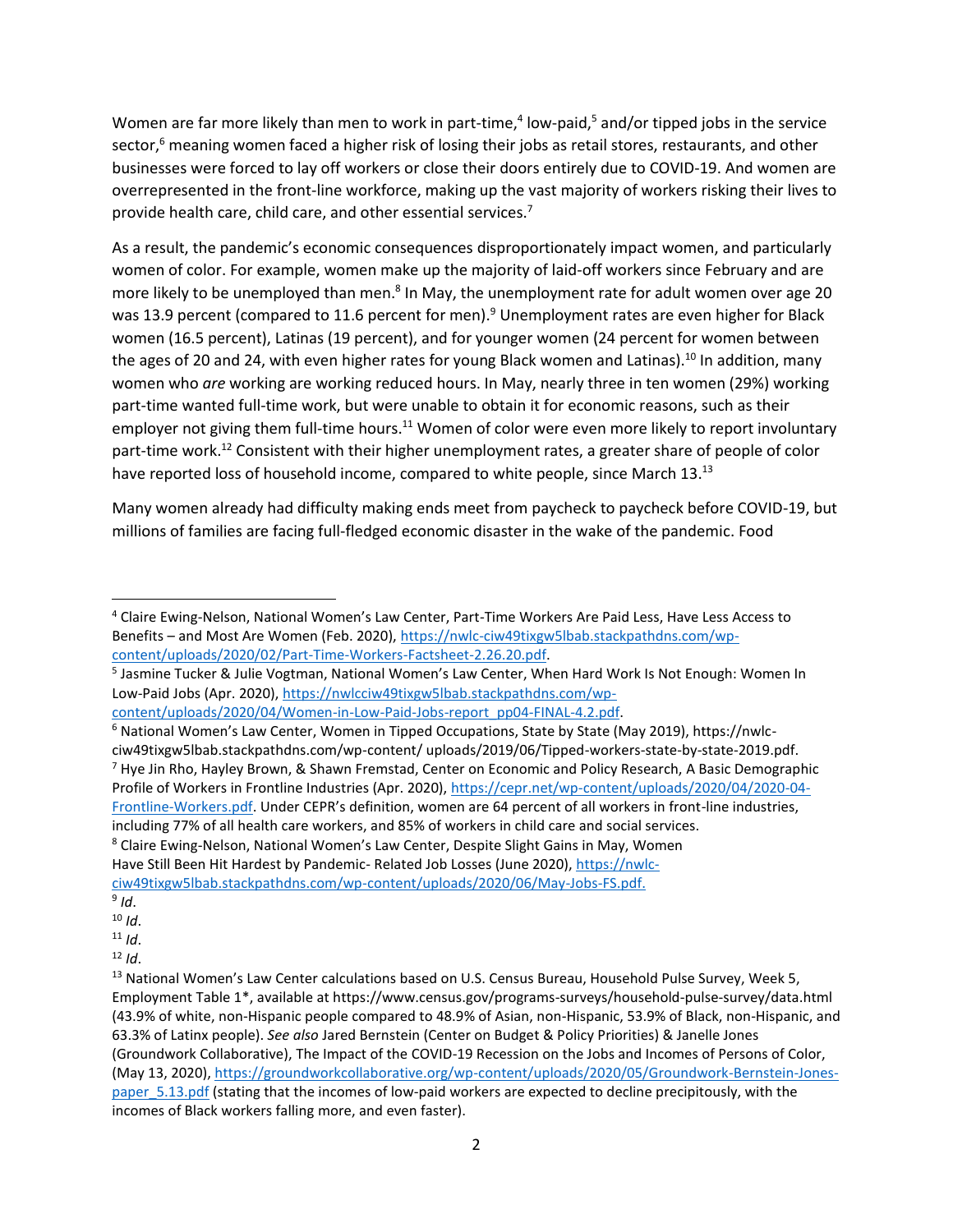Women are far more likely than men to work in part-time,[4] low-paid,[5] and/or tipped jobs in the service sector,[6] meaning women faced a higher risk of losing their jobs as retail stores, restaurants, and other businesses were forced to lay off workers or close their doors entirely due to COVID-19. And women are overrepresented in the front-line workforce, making up the vast majority of workers risking their lives to provide health care, child care, and other essential services.[7]

As a result, the pandemic's economic consequences disproportionately impact women, and particularly women of color. For example, women make up the majority of laid-off workers since February and are more likely to be unemployed than men.[8] In May, the unemployment rate for adult women over age 20 was 13.9 percent (compared to 11.6 percent for men).[9] Unemployment rates are even higher for Black women (16.5 percent), Latinas (19 percent), and for younger women (24 percent for women between the ages of 20 and 24, with even higher rates for young Black women and Latinas).[10] In addition, many women who *are* working are working reduced hours. In May, nearly three in ten women (29%) working part-time wanted full-time work, but were unable to obtain it for economic reasons, such as their employer not giving them full-time hours.[11] Women of color were even more likely to report involuntary part-time work.[12] Consistent with their higher unemployment rates, a greater share of people of color have reported loss of household income, compared to white people, since March 13.[13]

Many women already had difficulty making ends meet from paycheck to paycheck before COVID-19, but millions of families are facing full-fledged economic disaster in the wake of the pandemic. Food

---

[4] Claire Ewing-Nelson, National Women's Law Center, Part-Time Workers Are Paid Less, Have Less Access to Benefits – and Most Are Women (Feb. 2020), https://nwlc-ciw49tixgw5lbab.stackpathdns.com/wp-content/uploads/2020/02/Part-Time-Workers-Factsheet-2.26.20.pdf.

[5] Jasmine Tucker & Julie Vogtman, National Women's Law Center, When Hard Work Is Not Enough: Women In Low-Paid Jobs (Apr. 2020), https://nwlcciw49tixgw5lbab.stackpathdns.com/wp-content/uploads/2020/04/Women-in-Low-Paid-Jobs-report_pp04-FINAL-4.2.pdf.

[6] National Women's Law Center, Women in Tipped Occupations, State by State (May 2019), https://nwlc-ciw49tixgw5lbab.stackpathdns.com/wp-content/ uploads/2019/06/Tipped-workers-state-by-state-2019.pdf.

[7] Hye Jin Rho, Hayley Brown, & Shawn Fremstad, Center on Economic and Policy Research, A Basic Demographic Profile of Workers in Frontline Industries (Apr. 2020), https://cepr.net/wp-content/uploads/2020/04/2020-04-Frontline-Workers.pdf. Under CEPR's definition, women are 64 percent of all workers in front-line industries, including 77% of all health care workers, and 85% of workers in child care and social services.

[8] Claire Ewing-Nelson, National Women's Law Center, Despite Slight Gains in May, Women Have Still Been Hit Hardest by Pandemic- Related Job Losses (June 2020), https://nwlc-ciw49tixgw5lbab.stackpathdns.com/wp-content/uploads/2020/06/May-Jobs-FS.pdf.

[9] *Id*.

[10] *Id*.

[11] *Id*.

[12] *Id*.

[13] National Women's Law Center calculations based on U.S. Census Bureau, Household Pulse Survey, Week 5, Employment Table 1*, available at https://www.census.gov/programs-surveys/household-pulse-survey/data.html (43.9% of white, non-Hispanic people compared to 48.9% of Asian, non-Hispanic, 53.9% of Black, non-Hispanic, and 63.3% of Latinx people). *See also* Jared Bernstein (Center on Budget & Policy Priorities) & Janelle Jones (Groundwork Collaborative), The Impact of the COVID-19 Recession on the Jobs and Incomes of Persons of Color, (May 13, 2020), https://groundworkcollaborative.org/wp-content/uploads/2020/05/Groundwork-Bernstein-Jones-paper_5.13.pdf (stating that the incomes of low-paid workers are expected to decline precipitously, with the incomes of Black workers falling more, and even faster).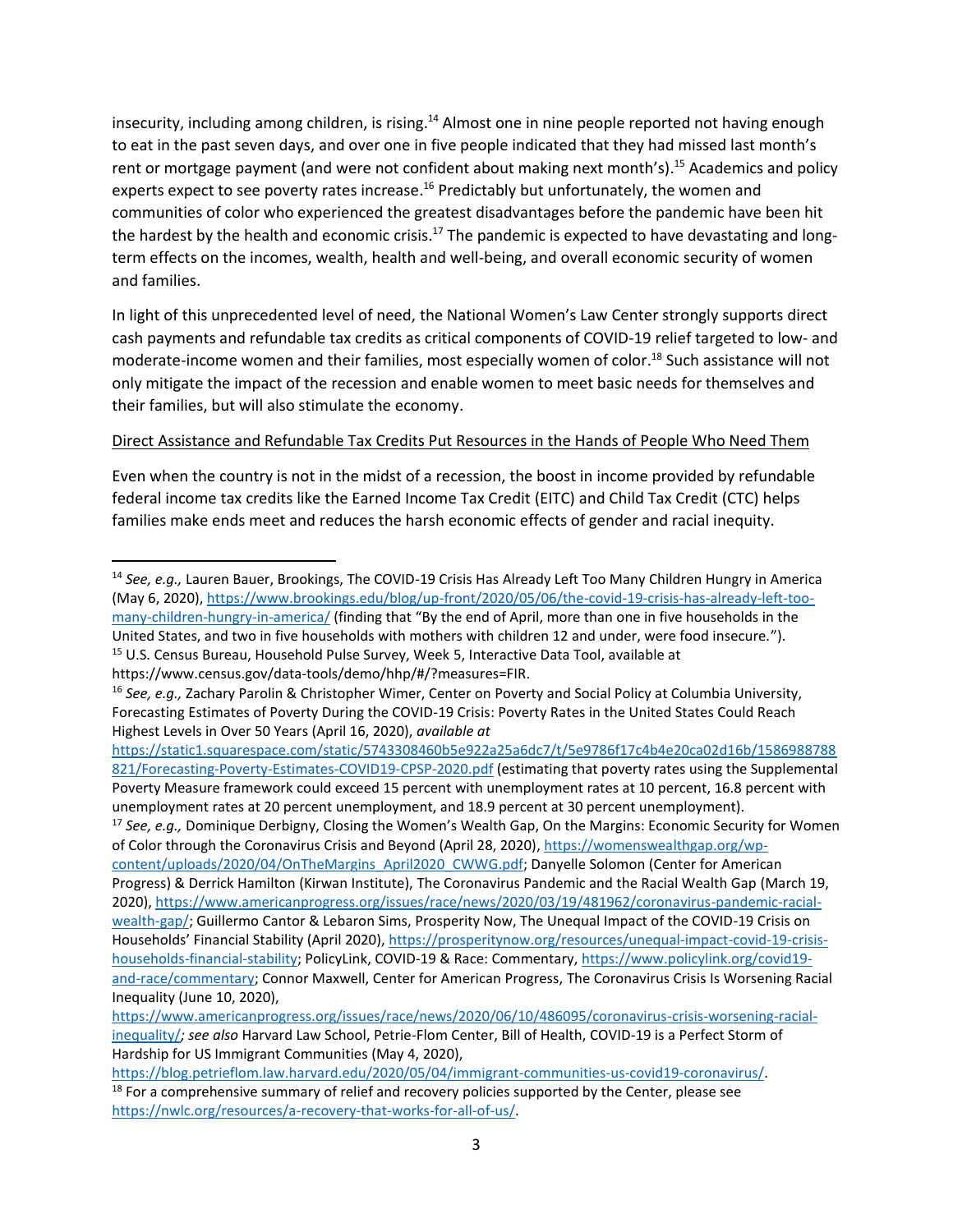insecurity, including among children, is rising.[14] Almost one in nine people reported not having enough to eat in the past seven days, and over one in five people indicated that they had missed last month's rent or mortgage payment (and were not confident about making next month's).[15] Academics and policy experts expect to see poverty rates increase.[16] Predictably but unfortunately, the women and communities of color who experienced the greatest disadvantages before the pandemic have been hit the hardest by the health and economic crisis.[17] The pandemic is expected to have devastating and long-term effects on the incomes, wealth, health and well-being, and overall economic security of women and families.

In light of this unprecedented level of need, the National Women's Law Center strongly supports direct cash payments and refundable tax credits as critical components of COVID-19 relief targeted to low- and moderate-income women and their families, most especially women of color.[18] Such assistance will not only mitigate the impact of the recession and enable women to meet basic needs for themselves and their families, but will also stimulate the economy.

<u>Direct Assistance and Refundable Tax Credits Put Resources in the Hands of People Who Need Them</u>

Even when the country is not in the midst of a recession, the boost in income provided by refundable federal income tax credits like the Earned Income Tax Credit (EITC) and Child Tax Credit (CTC) helps families make ends meet and reduces the harsh economic effects of gender and racial inequity.

---

[14] *See, e.g.,* Lauren Bauer, Brookings, The COVID-19 Crisis Has Already Left Too Many Children Hungry in America (May 6, 2020), https://www.brookings.edu/blog/up-front/2020/05/06/the-covid-19-crisis-has-already-left-too-many-children-hungry-in-america/ (finding that "By the end of April, more than one in five households in the United States, and two in five households with mothers with children 12 and under, were food insecure.").

[15] U.S. Census Bureau, Household Pulse Survey, Week 5, Interactive Data Tool, available at https://www.census.gov/data-tools/demo/hhp/#/?measures=FIR.

[16] *See, e.g.,* Zachary Parolin & Christopher Wimer, Center on Poverty and Social Policy at Columbia University, Forecasting Estimates of Poverty During the COVID-19 Crisis: Poverty Rates in the United States Could Reach Highest Levels in Over 50 Years (April 16, 2020), *available at* https://static1.squarespace.com/static/5743308460b5e922a25a6dc7/t/5e9786f17c4b4e20ca02d16b/1586988788821/Forecasting-Poverty-Estimates-COVID19-CPSP-2020.pdf (estimating that poverty rates using the Supplemental Poverty Measure framework could exceed 15 percent with unemployment rates at 10 percent, 16.8 percent with unemployment rates at 20 percent unemployment, and 18.9 percent at 30 percent unemployment).

[17] *See, e.g.,* Dominique Derbigny, Closing the Women's Wealth Gap, On the Margins: Economic Security for Women of Color through the Coronavirus Crisis and Beyond (April 28, 2020), https://womenswealthgap.org/wp-content/uploads/2020/04/OnTheMargins_April2020_CWWG.pdf; Danyelle Solomon (Center for American Progress) & Derrick Hamilton (Kirwan Institute), The Coronavirus Pandemic and the Racial Wealth Gap (March 19, 2020), https://www.americanprogress.org/issues/race/news/2020/03/19/481962/coronavirus-pandemic-racial-wealth-gap/; Guillermo Cantor & Lebaron Sims, Prosperity Now, The Unequal Impact of the COVID-19 Crisis on Households' Financial Stability (April 2020), https://prosperitynow.org/resources/unequal-impact-covid-19-crisis-households-financial-stability; PolicyLink, COVID-19 & Race: Commentary, https://www.policylink.org/covid19-and-race/commentary; Connor Maxwell, Center for American Progress, The Coronavirus Crisis Is Worsening Racial Inequality (June 10, 2020), https://www.americanprogress.org/issues/race/news/2020/06/10/486095/coronavirus-crisis-worsening-racial-inequality/; *see also* Harvard Law School, Petrie-Flom Center, Bill of Health, COVID-19 is a Perfect Storm of Hardship for US Immigrant Communities (May 4, 2020), https://blog.petrieflom.law.harvard.edu/2020/05/04/immigrant-communities-us-covid19-coronavirus/.

[18] For a comprehensive summary of relief and recovery policies supported by the Center, please see https://nwlc.org/resources/a-recovery-that-works-for-all-of-us/.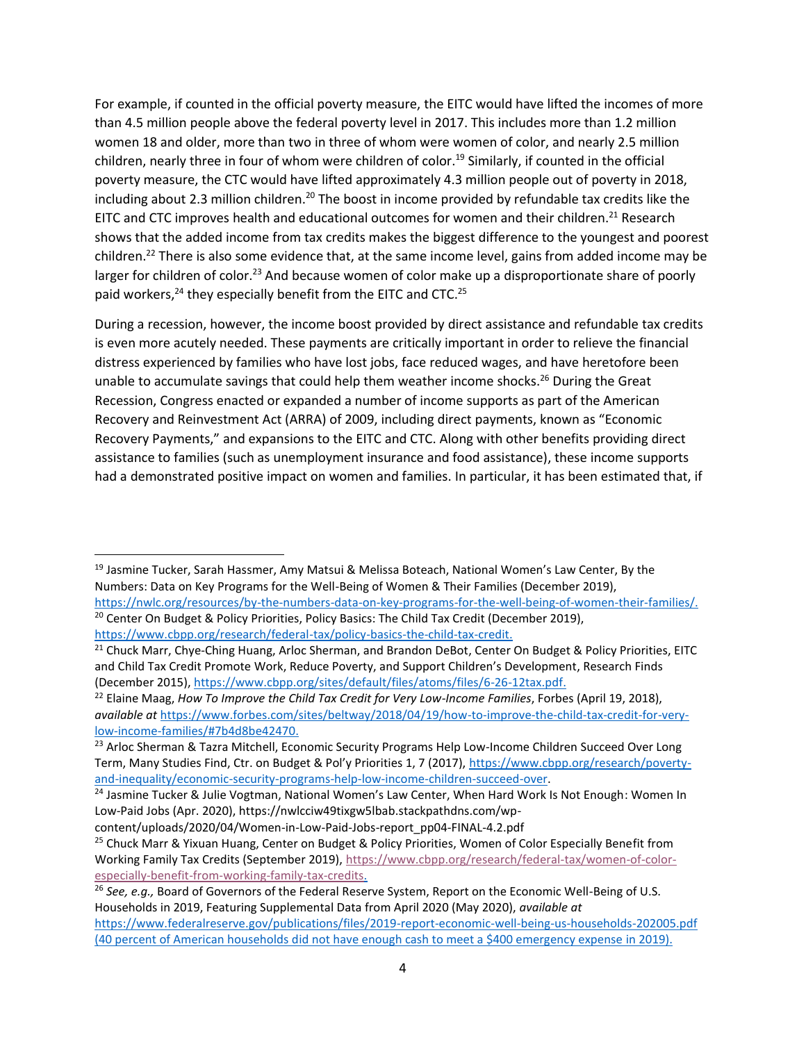For example, if counted in the official poverty measure, the EITC would have lifted the incomes of more than 4.5 million people above the federal poverty level in 2017. This includes more than 1.2 million women 18 and older, more than two in three of whom were women of color, and nearly 2.5 million children, nearly three in four of whom were children of color.[19] Similarly, if counted in the official poverty measure, the CTC would have lifted approximately 4.3 million people out of poverty in 2018, including about 2.3 million children.[20] The boost in income provided by refundable tax credits like the EITC and CTC improves health and educational outcomes for women and their children.[21] Research shows that the added income from tax credits makes the biggest difference to the youngest and poorest children.[22] There is also some evidence that, at the same income level, gains from added income may be larger for children of color.[23] And because women of color make up a disproportionate share of poorly paid workers,[24] they especially benefit from the EITC and CTC.[25]

During a recession, however, the income boost provided by direct assistance and refundable tax credits is even more acutely needed. These payments are critically important in order to relieve the financial distress experienced by families who have lost jobs, face reduced wages, and have heretofore been unable to accumulate savings that could help them weather income shocks.[26] During the Great Recession, Congress enacted or expanded a number of income supports as part of the American Recovery and Reinvestment Act (ARRA) of 2009, including direct payments, known as "Economic Recovery Payments," and expansions to the EITC and CTC. Along with other benefits providing direct assistance to families (such as unemployment insurance and food assistance), these income supports had a demonstrated positive impact on women and families. In particular, it has been estimated that, if

---

[19] Jasmine Tucker, Sarah Hassmer, Amy Matsui & Melissa Boteach, National Women's Law Center, By the Numbers: Data on Key Programs for the Well-Being of Women & Their Families (December 2019), https://nwlc.org/resources/by-the-numbers-data-on-key-programs-for-the-well-being-of-women-their-families/.

[20] Center On Budget & Policy Priorities, Policy Basics: The Child Tax Credit (December 2019), https://www.cbpp.org/research/federal-tax/policy-basics-the-child-tax-credit.

[21] Chuck Marr, Chye-Ching Huang, Arloc Sherman, and Brandon DeBot, Center On Budget & Policy Priorities, EITC and Child Tax Credit Promote Work, Reduce Poverty, and Support Children's Development, Research Finds (December 2015), https://www.cbpp.org/sites/default/files/atoms/files/6-26-12tax.pdf.

[22] Elaine Maag, *How To Improve the Child Tax Credit for Very Low-Income Families*, Forbes (April 19, 2018), *available at* https://www.forbes.com/sites/beltway/2018/04/19/how-to-improve-the-child-tax-credit-for-very-low-income-families/#7b4d8be42470.

[23] Arloc Sherman & Tazra Mitchell, Economic Security Programs Help Low-Income Children Succeed Over Long Term, Many Studies Find, Ctr. on Budget & Pol'y Priorities 1, 7 (2017), https://www.cbpp.org/research/poverty-and-inequality/economic-security-programs-help-low-income-children-succeed-over.

[24] Jasmine Tucker & Julie Vogtman, National Women's Law Center, When Hard Work Is Not Enough: Women In Low-Paid Jobs (Apr. 2020), https://nwlcciw49tixgw5lbab.stackpathdns.com/wp-content/uploads/2020/04/Women-in-Low-Paid-Jobs-report_pp04-FINAL-4.2.pdf

[25] Chuck Marr & Yixuan Huang, Center on Budget & Policy Priorities, Women of Color Especially Benefit from Working Family Tax Credits (September 2019), https://www.cbpp.org/research/federal-tax/women-of-color-especially-benefit-from-working-family-tax-credits.

[26] *See, e.g.,* Board of Governors of the Federal Reserve System, Report on the Economic Well-Being of U.S. Households in 2019, Featuring Supplemental Data from April 2020 (May 2020), *available at* https://www.federalreserve.gov/publications/files/2019-report-economic-well-being-us-households-202005.pdf (40 percent of American households did not have enough cash to meet a $400 emergency expense in 2019).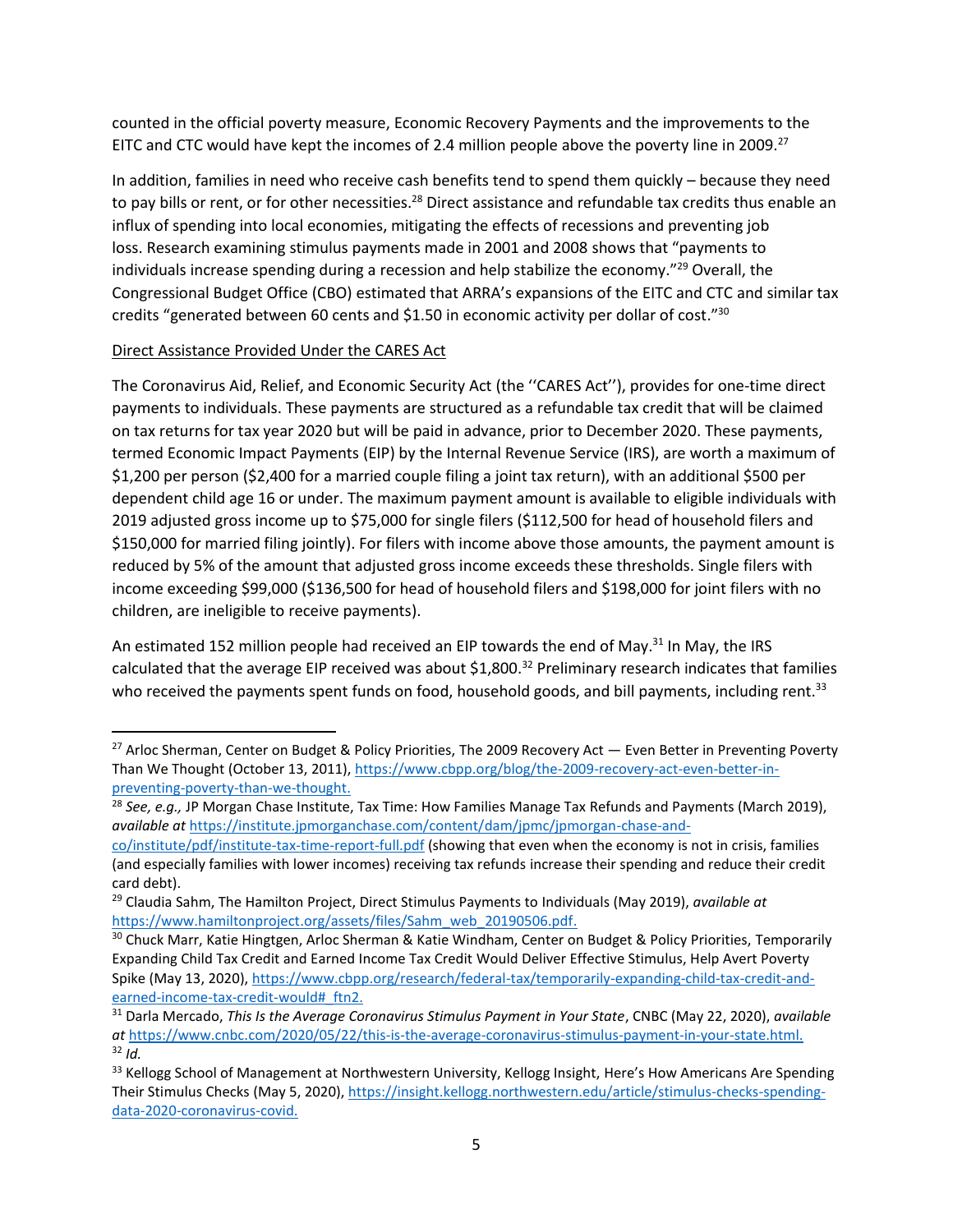counted in the official poverty measure, Economic Recovery Payments and the improvements to the EITC and CTC would have kept the incomes of 2.4 million people above the poverty line in 2009.[27]

In addition, families in need who receive cash benefits tend to spend them quickly – because they need to pay bills or rent, or for other necessities.[28] Direct assistance and refundable tax credits thus enable an influx of spending into local economies, mitigating the effects of recessions and preventing job loss. Research examining stimulus payments made in 2001 and 2008 shows that "payments to individuals increase spending during a recession and help stabilize the economy."[29] Overall, the Congressional Budget Office (CBO) estimated that ARRA's expansions of the EITC and CTC and similar tax credits "generated between 60 cents and $1.50 in economic activity per dollar of cost."[30]

<u>Direct Assistance Provided Under the CARES Act</u>

The Coronavirus Aid, Relief, and Economic Security Act (the ''CARES Act''), provides for one-time direct payments to individuals. These payments are structured as a refundable tax credit that will be claimed on tax returns for tax year 2020 but will be paid in advance, prior to December 2020. These payments, termed Economic Impact Payments (EIP) by the Internal Revenue Service (IRS), are worth a maximum of $1,200 per person ($2,400 for a married couple filing a joint tax return), with an additional $500 per dependent child age 16 or under. The maximum payment amount is available to eligible individuals with 2019 adjusted gross income up to $75,000 for single filers ($112,500 for head of household filers and $150,000 for married filing jointly). For filers with income above those amounts, the payment amount is reduced by 5% of the amount that adjusted gross income exceeds these thresholds. Single filers with income exceeding $99,000 ($136,500 for head of household filers and $198,000 for joint filers with no children, are ineligible to receive payments).

An estimated 152 million people had received an EIP towards the end of May.[31] In May, the IRS calculated that the average EIP received was about $1,800.[32] Preliminary research indicates that families who received the payments spent funds on food, household goods, and bill payments, including rent.[33]

---

[27] Arloc Sherman, Center on Budget & Policy Priorities, The 2009 Recovery Act — Even Better in Preventing Poverty Than We Thought (October 13, 2011), https://www.cbpp.org/blog/the-2009-recovery-act-even-better-in-preventing-poverty-than-we-thought.

[28] *See, e.g.,* JP Morgan Chase Institute, Tax Time: How Families Manage Tax Refunds and Payments (March 2019), *available at* https://institute.jpmorganchase.com/content/dam/jpmc/jpmorgan-chase-and-co/institute/pdf/institute-tax-time-report-full.pdf (showing that even when the economy is not in crisis, families (and especially families with lower incomes) receiving tax refunds increase their spending and reduce their credit card debt).

[29] Claudia Sahm, The Hamilton Project, Direct Stimulus Payments to Individuals (May 2019), *available at* https://www.hamiltonproject.org/assets/files/Sahm_web_20190506.pdf.

[30] Chuck Marr, Katie Hingtgen, Arloc Sherman & Katie Windham, Center on Budget & Policy Priorities, Temporarily Expanding Child Tax Credit and Earned Income Tax Credit Would Deliver Effective Stimulus, Help Avert Poverty Spike (May 13, 2020), https://www.cbpp.org/research/federal-tax/temporarily-expanding-child-tax-credit-and-earned-income-tax-credit-would#_ftn2.

[31] Darla Mercado, *This Is the Average Coronavirus Stimulus Payment in Your State*, CNBC (May 22, 2020), *available at* https://www.cnbc.com/2020/05/22/this-is-the-average-coronavirus-stimulus-payment-in-your-state.html.

[32] *Id.*

[33] Kellogg School of Management at Northwestern University, Kellogg Insight, Here's How Americans Are Spending Their Stimulus Checks (May 5, 2020), https://insight.kellogg.northwestern.edu/article/stimulus-checks-spending-data-2020-coronavirus-covid.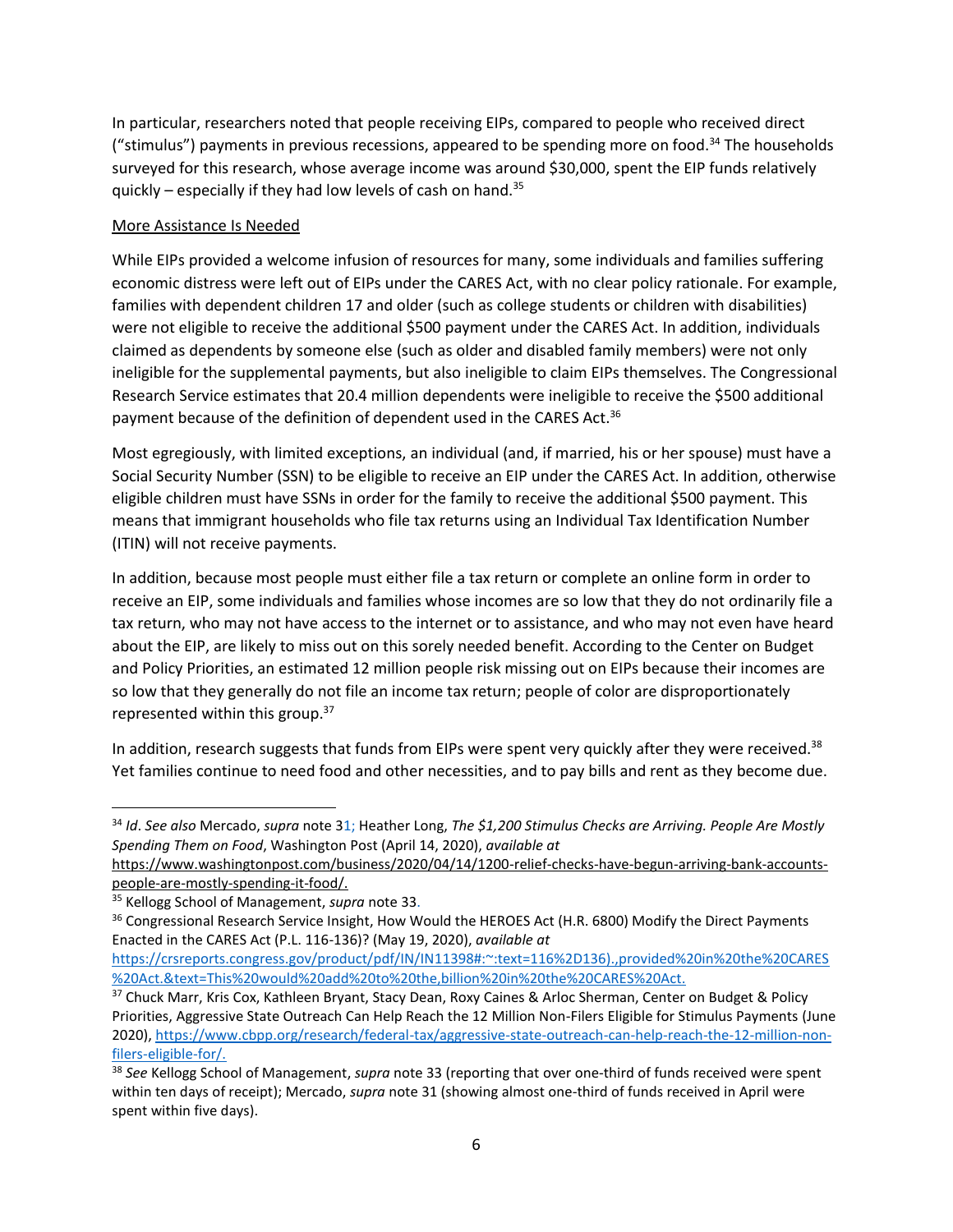In particular, researchers noted that people receiving EIPs, compared to people who received direct ("stimulus") payments in previous recessions, appeared to be spending more on food.[34] The households surveyed for this research, whose average income was around $30,000, spent the EIP funds relatively quickly – especially if they had low levels of cash on hand.[35]

More Assistance Is Needed

While EIPs provided a welcome infusion of resources for many, some individuals and families suffering economic distress were left out of EIPs under the CARES Act, with no clear policy rationale. For example, families with dependent children 17 and older (such as college students or children with disabilities) were not eligible to receive the additional $500 payment under the CARES Act. In addition, individuals claimed as dependents by someone else (such as older and disabled family members) were not only ineligible for the supplemental payments, but also ineligible to claim EIPs themselves. The Congressional Research Service estimates that 20.4 million dependents were ineligible to receive the $500 additional payment because of the definition of dependent used in the CARES Act.[36]

Most egregiously, with limited exceptions, an individual (and, if married, his or her spouse) must have a Social Security Number (SSN) to be eligible to receive an EIP under the CARES Act. In addition, otherwise eligible children must have SSNs in order for the family to receive the additional $500 payment. This means that immigrant households who file tax returns using an Individual Tax Identification Number (ITIN) will not receive payments.

In addition, because most people must either file a tax return or complete an online form in order to receive an EIP, some individuals and families whose incomes are so low that they do not ordinarily file a tax return, who may not have access to the internet or to assistance, and who may not even have heard about the EIP, are likely to miss out on this sorely needed benefit. According to the Center on Budget and Policy Priorities, an estimated 12 million people risk missing out on EIPs because their incomes are so low that they generally do not file an income tax return; people of color are disproportionately represented within this group.[37]

In addition, research suggests that funds from EIPs were spent very quickly after they were received.[38] Yet families continue to need food and other necessities, and to pay bills and rent as they become due.

---

[34] *Id*. *See also* Mercado, *supra* note 31; Heather Long, *The $1,200 Stimulus Checks are Arriving. People Are Mostly Spending Them on Food*, Washington Post (April 14, 2020), *available at* https://www.washingtonpost.com/business/2020/04/14/1200-relief-checks-have-begun-arriving-bank-accounts-people-are-mostly-spending-it-food/.

[35] Kellogg School of Management, *supra* note 33.

[36] Congressional Research Service Insight, How Would the HEROES Act (H.R. 6800) Modify the Direct Payments Enacted in the CARES Act (P.L. 116-136)? (May 19, 2020), *available at* https://crsreports.congress.gov/product/pdf/IN/IN11398#:~:text=116%2D136).,provided%20in%20the%20CARES%20Act.&text=This%20would%20add%20to%20the,billion%20in%20the%20CARES%20Act.

[37] Chuck Marr, Kris Cox, Kathleen Bryant, Stacy Dean, Roxy Caines & Arloc Sherman, Center on Budget & Policy Priorities, Aggressive State Outreach Can Help Reach the 12 Million Non-Filers Eligible for Stimulus Payments (June 2020), https://www.cbpp.org/research/federal-tax/aggressive-state-outreach-can-help-reach-the-12-million-non-filers-eligible-for/.

[38] *See* Kellogg School of Management, *supra* note 33 (reporting that over one-third of funds received were spent within ten days of receipt); Mercado, *supra* note 31 (showing almost one-third of funds received in April were spent within five days).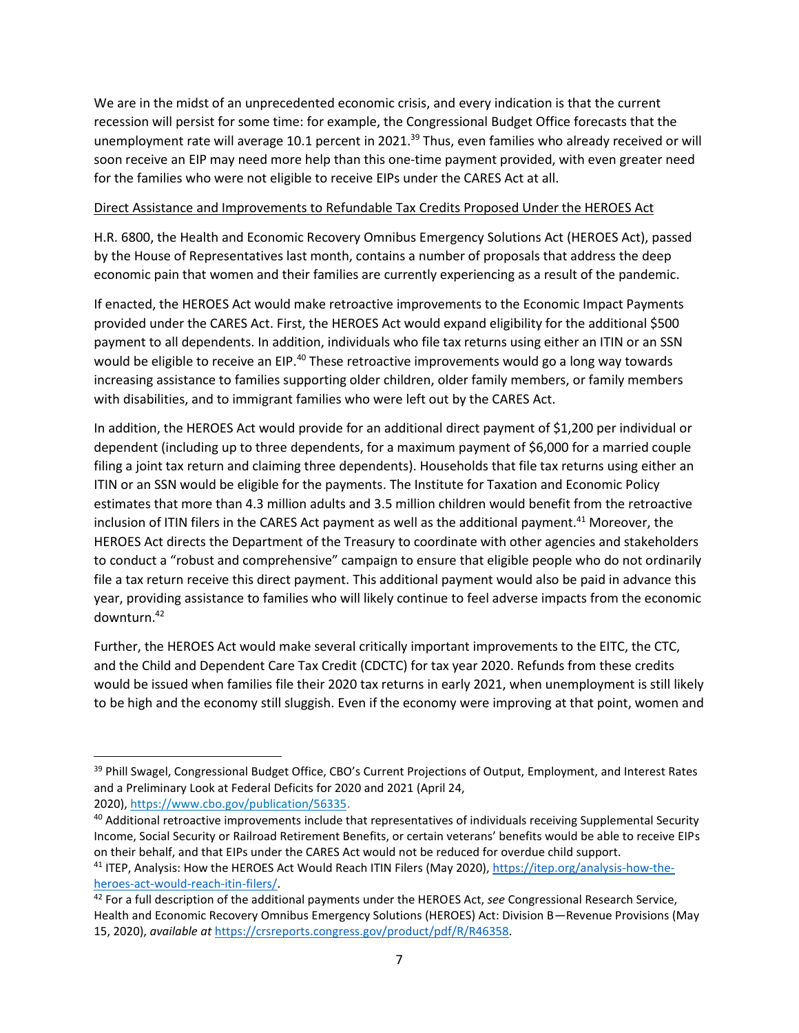We are in the midst of an unprecedented economic crisis, and every indication is that the current recession will persist for some time: for example, the Congressional Budget Office forecasts that the unemployment rate will average 10.1 percent in 2021.[39] Thus, even families who already received or will soon receive an EIP may need more help than this one-time payment provided, with even greater need for the families who were not eligible to receive EIPs under the CARES Act at all.

<u>Direct Assistance and Improvements to Refundable Tax Credits Proposed Under the HEROES Act</u>

H.R. 6800, the Health and Economic Recovery Omnibus Emergency Solutions Act (HEROES Act), passed by the House of Representatives last month, contains a number of proposals that address the deep economic pain that women and their families are currently experiencing as a result of the pandemic.

If enacted, the HEROES Act would make retroactive improvements to the Economic Impact Payments provided under the CARES Act. First, the HEROES Act would expand eligibility for the additional $500 payment to all dependents. In addition, individuals who file tax returns using either an ITIN or an SSN would be eligible to receive an EIP.[40] These retroactive improvements would go a long way towards increasing assistance to families supporting older children, older family members, or family members with disabilities, and to immigrant families who were left out by the CARES Act.

In addition, the HEROES Act would provide for an additional direct payment of $1,200 per individual or dependent (including up to three dependents, for a maximum payment of $6,000 for a married couple filing a joint tax return and claiming three dependents). Households that file tax returns using either an ITIN or an SSN would be eligible for the payments. The Institute for Taxation and Economic Policy estimates that more than 4.3 million adults and 3.5 million children would benefit from the retroactive inclusion of ITIN filers in the CARES Act payment as well as the additional payment.[41] Moreover, the HEROES Act directs the Department of the Treasury to coordinate with other agencies and stakeholders to conduct a "robust and comprehensive" campaign to ensure that eligible people who do not ordinarily file a tax return receive this direct payment. This additional payment would also be paid in advance this year, providing assistance to families who will likely continue to feel adverse impacts from the economic downturn.[42]

Further, the HEROES Act would make several critically important improvements to the EITC, the CTC, and the Child and Dependent Care Tax Credit (CDCTC) for tax year 2020. Refunds from these credits would be issued when families file their 2020 tax returns in early 2021, when unemployment is still likely to be high and the economy still sluggish. Even if the economy were improving at that point, women and

---

[39] Phill Swagel, Congressional Budget Office, CBO's Current Projections of Output, Employment, and Interest Rates and a Preliminary Look at Federal Deficits for 2020 and 2021 (April 24, 2020), https://www.cbo.gov/publication/56335.

[40] Additional retroactive improvements include that representatives of individuals receiving Supplemental Security Income, Social Security or Railroad Retirement Benefits, or certain veterans' benefits would be able to receive EIPs on their behalf, and that EIPs under the CARES Act would not be reduced for overdue child support.

[41] ITEP, Analysis: How the HEROES Act Would Reach ITIN Filers (May 2020), https://itep.org/analysis-how-the-heroes-act-would-reach-itin-filers/.

[42] For a full description of the additional payments under the HEROES Act, *see* Congressional Research Service, Health and Economic Recovery Omnibus Emergency Solutions (HEROES) Act: Division B—Revenue Provisions (May 15, 2020), *available at* https://crsreports.congress.gov/product/pdf/R/R46358.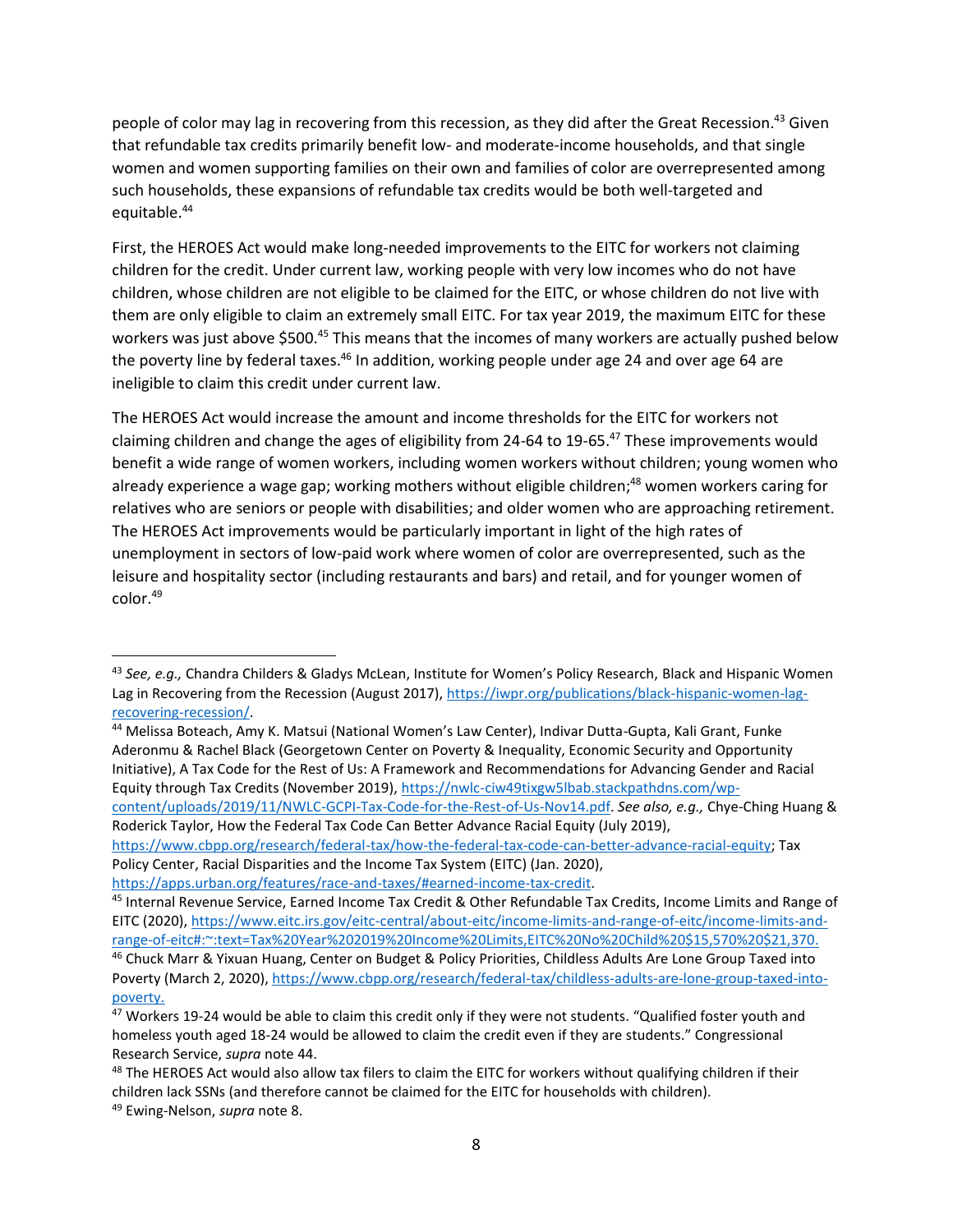people of color may lag in recovering from this recession, as they did after the Great Recession.[43] Given that refundable tax credits primarily benefit low- and moderate-income households, and that single women and women supporting families on their own and families of color are overrepresented among such households, these expansions of refundable tax credits would be both well-targeted and equitable.[44]

First, the HEROES Act would make long-needed improvements to the EITC for workers not claiming children for the credit. Under current law, working people with very low incomes who do not have children, whose children are not eligible to be claimed for the EITC, or whose children do not live with them are only eligible to claim an extremely small EITC. For tax year 2019, the maximum EITC for these workers was just above $500.[45] This means that the incomes of many workers are actually pushed below the poverty line by federal taxes.[46] In addition, working people under age 24 and over age 64 are ineligible to claim this credit under current law.

The HEROES Act would increase the amount and income thresholds for the EITC for workers not claiming children and change the ages of eligibility from 24-64 to 19-65.[47] These improvements would benefit a wide range of women workers, including women workers without children; young women who already experience a wage gap; working mothers without eligible children;[48] women workers caring for relatives who are seniors or people with disabilities; and older women who are approaching retirement. The HEROES Act improvements would be particularly important in light of the high rates of unemployment in sectors of low-paid work where women of color are overrepresented, such as the leisure and hospitality sector (including restaurants and bars) and retail, and for younger women of color.[49]

---

[43] *See, e.g.,* Chandra Childers & Gladys McLean, Institute for Women's Policy Research, Black and Hispanic Women Lag in Recovering from the Recession (August 2017), https://iwpr.org/publications/black-hispanic-women-lag-recovering-recession/.

[44] Melissa Boteach, Amy K. Matsui (National Women's Law Center), Indivar Dutta-Gupta, Kali Grant, Funke Aderonmu & Rachel Black (Georgetown Center on Poverty & Inequality, Economic Security and Opportunity Initiative), A Tax Code for the Rest of Us: A Framework and Recommendations for Advancing Gender and Racial Equity through Tax Credits (November 2019), https://nwlc-ciw49tixgw5lbab.stackpathdns.com/wp-content/uploads/2019/11/NWLC-GCPI-Tax-Code-for-the-Rest-of-Us-Nov14.pdf. *See also, e.g.,* Chye-Ching Huang & Roderick Taylor, How the Federal Tax Code Can Better Advance Racial Equity (July 2019), https://www.cbpp.org/research/federal-tax/how-the-federal-tax-code-can-better-advance-racial-equity; Tax Policy Center, Racial Disparities and the Income Tax System (EITC) (Jan. 2020), https://apps.urban.org/features/race-and-taxes/#earned-income-tax-credit.

[45] Internal Revenue Service, Earned Income Tax Credit & Other Refundable Tax Credits, Income Limits and Range of EITC (2020), https://www.eitc.irs.gov/eitc-central/about-eitc/income-limits-and-range-of-eitc/income-limits-and-range-of-eitc#:~:text=Tax%20Year%202019%20Income%20Limits,EITC%20No%20Child%20$15,570%20$21,370.

[46] Chuck Marr & Yixuan Huang, Center on Budget & Policy Priorities, Childless Adults Are Lone Group Taxed into Poverty (March 2, 2020), https://www.cbpp.org/research/federal-tax/childless-adults-are-lone-group-taxed-into-poverty.

[47] Workers 19-24 would be able to claim this credit only if they were not students. "Qualified foster youth and homeless youth aged 18-24 would be allowed to claim the credit even if they are students." Congressional Research Service, *supra* note 44.

[48] The HEROES Act would also allow tax filers to claim the EITC for workers without qualifying children if their children lack SSNs (and therefore cannot be claimed for the EITC for households with children).

[49] Ewing-Nelson, *supra* note 8.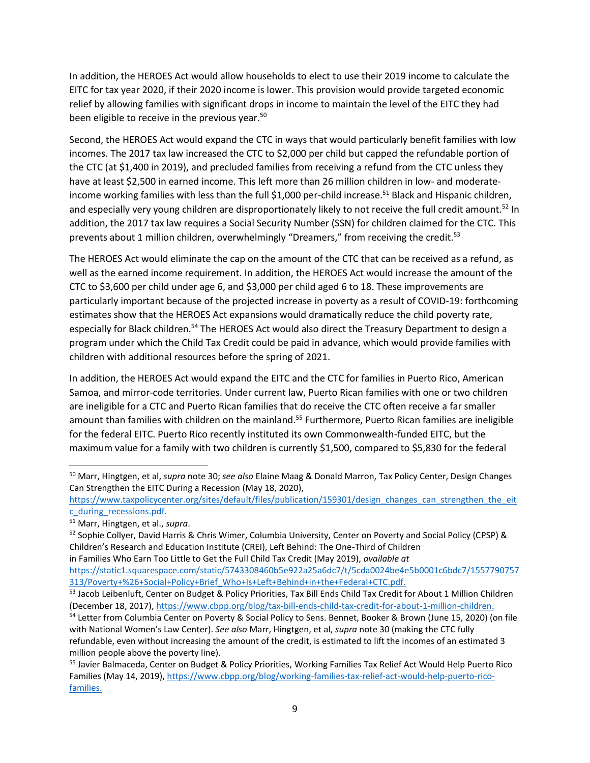In addition, the HEROES Act would allow households to elect to use their 2019 income to calculate the EITC for tax year 2020, if their 2020 income is lower. This provision would provide targeted economic relief by allowing families with significant drops in income to maintain the level of the EITC they had been eligible to receive in the previous year.[50]

Second, the HEROES Act would expand the CTC in ways that would particularly benefit families with low incomes. The 2017 tax law increased the CTC to $2,000 per child but capped the refundable portion of the CTC (at $1,400 in 2019), and precluded families from receiving a refund from the CTC unless they have at least $2,500 in earned income. This left more than 26 million children in low- and moderate-income working families with less than the full $1,000 per-child increase.[51] Black and Hispanic children, and especially very young children are disproportionately likely to not receive the full credit amount.[52] In addition, the 2017 tax law requires a Social Security Number (SSN) for children claimed for the CTC. This prevents about 1 million children, overwhelmingly "Dreamers," from receiving the credit.[53]

The HEROES Act would eliminate the cap on the amount of the CTC that can be received as a refund, as well as the earned income requirement. In addition, the HEROES Act would increase the amount of the CTC to $3,600 per child under age 6, and $3,000 per child aged 6 to 18. These improvements are particularly important because of the projected increase in poverty as a result of COVID-19: forthcoming estimates show that the HEROES Act expansions would dramatically reduce the child poverty rate, especially for Black children.[54] The HEROES Act would also direct the Treasury Department to design a program under which the Child Tax Credit could be paid in advance, which would provide families with children with additional resources before the spring of 2021.

In addition, the HEROES Act would expand the EITC and the CTC for families in Puerto Rico, American Samoa, and mirror-code territories. Under current law, Puerto Rican families with one or two children are ineligible for a CTC and Puerto Rican families that do receive the CTC often receive a far smaller amount than families with children on the mainland.[55] Furthermore, Puerto Rican families are ineligible for the federal EITC. Puerto Rico recently instituted its own Commonwealth-funded EITC, but the maximum value for a family with two children is currently $1,500, compared to $5,830 for the federal

---

[50] Marr, Hingtgen, et al, *supra* note 30; *see also* Elaine Maag & Donald Marron, Tax Policy Center, Design Changes Can Strengthen the EITC During a Recession (May 18, 2020), https://www.taxpolicycenter.org/sites/default/files/publication/159301/design_changes_can_strengthen_the_eitc_during_recessions.pdf.

[51] Marr, Hingtgen, et al., *supra*.

[52] Sophie Collyer, David Harris & Chris Wimer, Columbia University, Center on Poverty and Social Policy (CPSP) & Children's Research and Education Institute (CREI), Left Behind: The One-Third of Children in Families Who Earn Too Little to Get the Full Child Tax Credit (May 2019), *available at* https://static1.squarespace.com/static/5743308460b5e922a25a6dc7/t/5cda0024be4e5b0001c6bdc7/1557790757313/Poverty+%26+Social+Policy+Brief_Who+Is+Left+Behind+in+the+Federal+CTC.pdf.

[53] Jacob Leibenluft, Center on Budget & Policy Priorities, Tax Bill Ends Child Tax Credit for About 1 Million Children (December 18, 2017), https://www.cbpp.org/blog/tax-bill-ends-child-tax-credit-for-about-1-million-children.

[54] Letter from Columbia Center on Poverty & Social Policy to Sens. Bennet, Booker & Brown (June 15, 2020) (on file with National Women's Law Center). *See also* Marr, Hingtgen, et al, *supra* note 30 (making the CTC fully refundable, even without increasing the amount of the credit, is estimated to lift the incomes of an estimated 3 million people above the poverty line).

[55] Javier Balmaceda, Center on Budget & Policy Priorities, Working Families Tax Relief Act Would Help Puerto Rico Families (May 14, 2019), https://www.cbpp.org/blog/working-families-tax-relief-act-would-help-puerto-rico-families.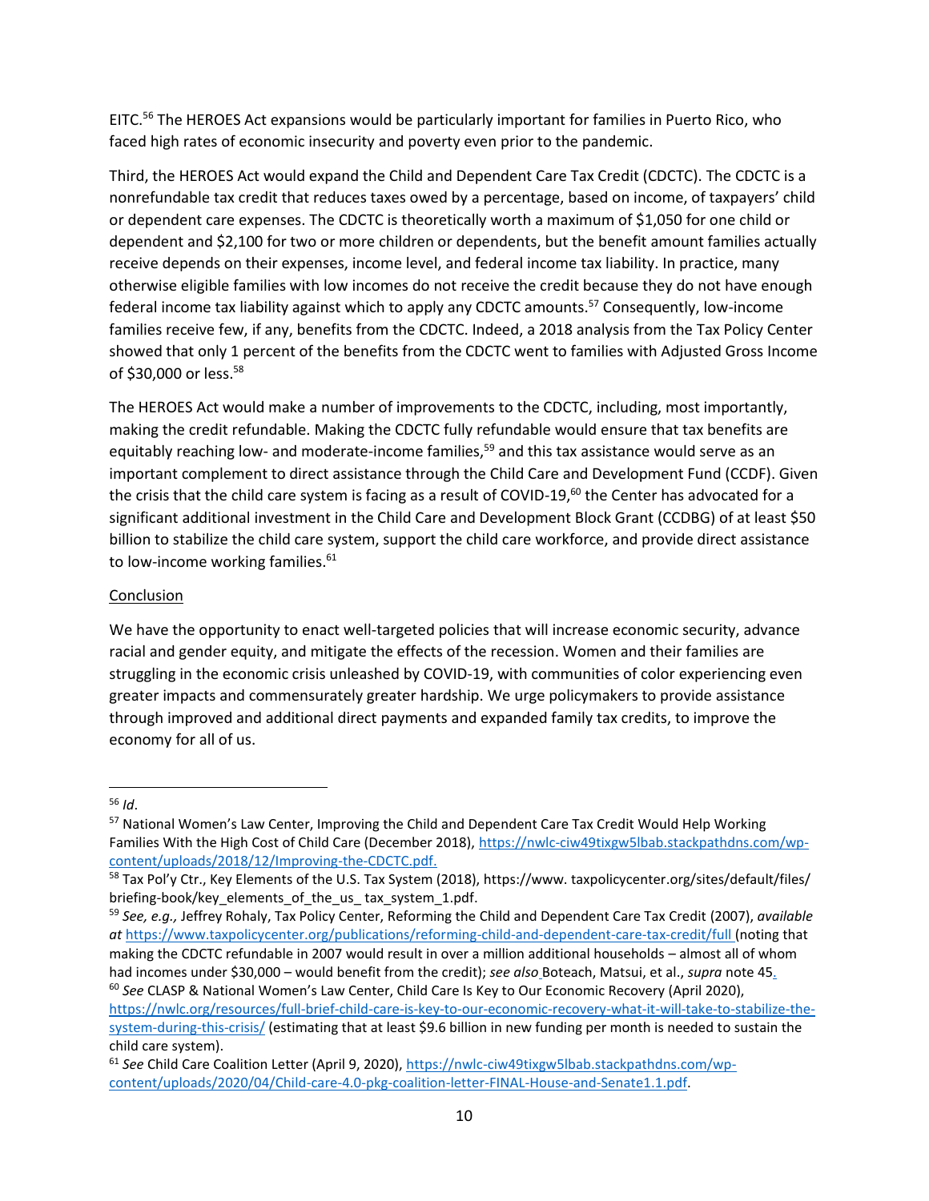EITC.[56] The HEROES Act expansions would be particularly important for families in Puerto Rico, who faced high rates of economic insecurity and poverty even prior to the pandemic.

Third, the HEROES Act would expand the Child and Dependent Care Tax Credit (CDCTC). The CDCTC is a nonrefundable tax credit that reduces taxes owed by a percentage, based on income, of taxpayers' child or dependent care expenses. The CDCTC is theoretically worth a maximum of $1,050 for one child or dependent and $2,100 for two or more children or dependents, but the benefit amount families actually receive depends on their expenses, income level, and federal income tax liability. In practice, many otherwise eligible families with low incomes do not receive the credit because they do not have enough federal income tax liability against which to apply any CDCTC amounts.[57] Consequently, low-income families receive few, if any, benefits from the CDCTC. Indeed, a 2018 analysis from the Tax Policy Center showed that only 1 percent of the benefits from the CDCTC went to families with Adjusted Gross Income of $30,000 or less.[58]

The HEROES Act would make a number of improvements to the CDCTC, including, most importantly, making the credit refundable. Making the CDCTC fully refundable would ensure that tax benefits are equitably reaching low- and moderate-income families,[59] and this tax assistance would serve as an important complement to direct assistance through the Child Care and Development Fund (CCDF). Given the crisis that the child care system is facing as a result of COVID-19,[60] the Center has advocated for a significant additional investment in the Child Care and Development Block Grant (CCDBG) of at least $50 billion to stabilize the child care system, support the child care workforce, and provide direct assistance to low-income working families.[61]

Conclusion

We have the opportunity to enact well-targeted policies that will increase economic security, advance racial and gender equity, and mitigate the effects of the recession. Women and their families are struggling in the economic crisis unleashed by COVID-19, with communities of color experiencing even greater impacts and commensurately greater hardship. We urge policymakers to provide assistance through improved and additional direct payments and expanded family tax credits, to improve the economy for all of us.

---

[56] *Id*.

[57] National Women's Law Center, Improving the Child and Dependent Care Tax Credit Would Help Working Families With the High Cost of Child Care (December 2018), https://nwlc-ciw49tixgw5lbab.stackpathdns.com/wp-content/uploads/2018/12/Improving-the-CDCTC.pdf.

[58] Tax Pol'y Ctr., Key Elements of the U.S. Tax System (2018), https://www. taxpolicycenter.org/sites/default/files/ briefing-book/key_elements_of_the_us_ tax_system_1.pdf.

[59] *See, e.g.,* Jeffrey Rohaly, Tax Policy Center, Reforming the Child and Dependent Care Tax Credit (2007), *available at* https://www.taxpolicycenter.org/publications/reforming-child-and-dependent-care-tax-credit/full (noting that making the CDCTC refundable in 2007 would result in over a million additional households – almost all of whom had incomes under $30,000 – would benefit from the credit); *see also* Boteach, Matsui, et al., *supra* note 45.

[60] *See* CLASP & National Women's Law Center, Child Care Is Key to Our Economic Recovery (April 2020), https://nwlc.org/resources/full-brief-child-care-is-key-to-our-economic-recovery-what-it-will-take-to-stabilize-the-system-during-this-crisis/ (estimating that at least $9.6 billion in new funding per month is needed to sustain the child care system).

[61] *See* Child Care Coalition Letter (April 9, 2020), https://nwlc-ciw49tixgw5lbab.stackpathdns.com/wp-content/uploads/2020/04/Child-care-4.0-pkg-coalition-letter-FINAL-House-and-Senate1.1.pdf.